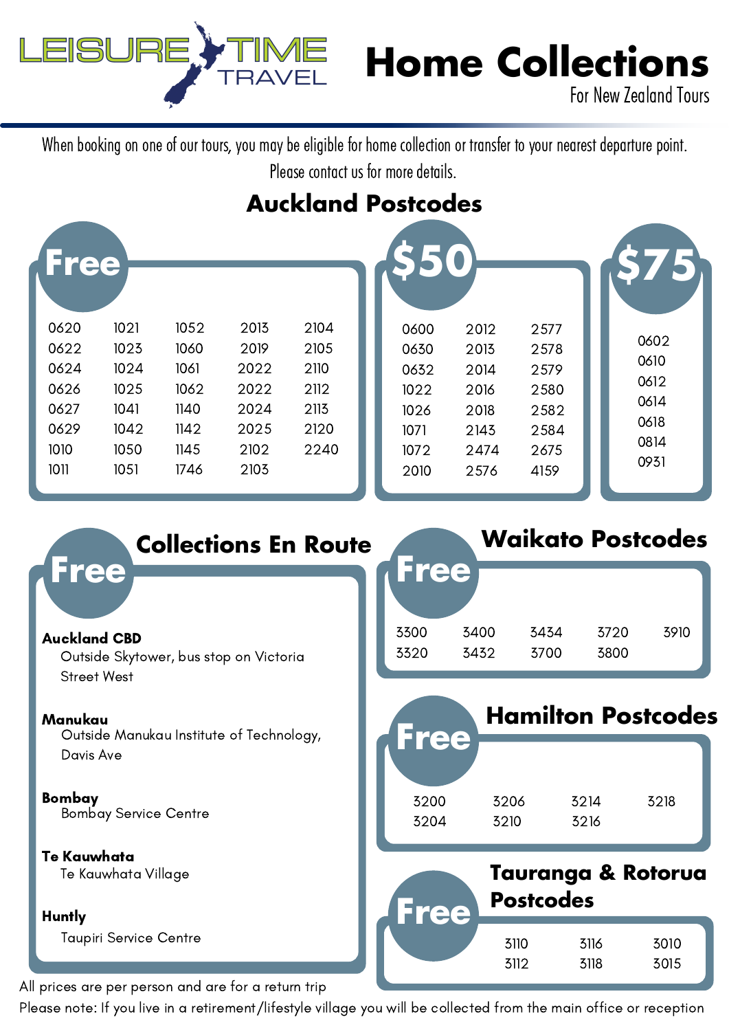# Leisure Time Travel

# Home Collections

For New Zealand Tours

When booking on one of our tours, you may be eligible for home collection or transfer to your nearest departure point. Please contact us for more details.

## Auckland Postcodes

### Free

| | | | | |
|---|---|---|---|---|
| 0620 | 1021 | 1052 | 2013 | 2104 |
| 0622 | 1023 | 1060 | 2019 | 2105 |
| 0624 | 1024 | 1061 | 2022 | 2110 |
| 0626 | 1025 | 1062 | 2022 | 2112 |
| 0627 | 1041 | 1140 | 2024 | 2113 |
| 0629 | 1042 | 1142 | 2025 | 2120 |
| 1010 | 1050 | 1145 | 2102 | 2240 |
| 1011 | 1051 | 1746 | 2103 | |

### $50

| | | |
|---|---|---|
| 0600 | 2012 | 2577 |
| 0630 | 2013 | 2578 |
| 0632 | 2014 | 2579 |
| 1022 | 2016 | 2580 |
| 1026 | 2018 | 2582 |
| 1071 | 2143 | 2584 |
| 1072 | 2474 | 2675 |
| 2010 | 2576 | 4159 |

### $75

0602
0610
0612
0614
0618
0814
0931

## Collections En Route

### Free

**Auckland CBD**
Outside Skytower, bus stop on Victoria Street West

**Manukau**
Outside Manukau Institute of Technology, Davis Ave

**Bombay**
Bombay Service Centre

**Te Kauwhata**
Te Kauwhata Village

**Huntly**
Taupiri Service Centre

## Waikato Postcodes

### Free

| | | | | |
|---|---|---|---|---|
| 3300 | 3400 | 3434 | 3720 | 3910 |
| 3320 | 3432 | 3700 | 3800 | |

## Hamilton Postcodes

### Free

| | | | |
|---|---|---|---|
| 3200 | 3206 | 3214 | 3218 |
| 3204 | 3210 | 3216 | |

## Tauranga & Rotorua Postcodes

### Free

| | | |
|---|---|---|
| 3110 | 3116 | 3010 |
| 3112 | 3118 | 3015 |

All prices are per person and are for a return trip

Please note: If you live in a retirement/lifestyle village you will be collected from the main office or reception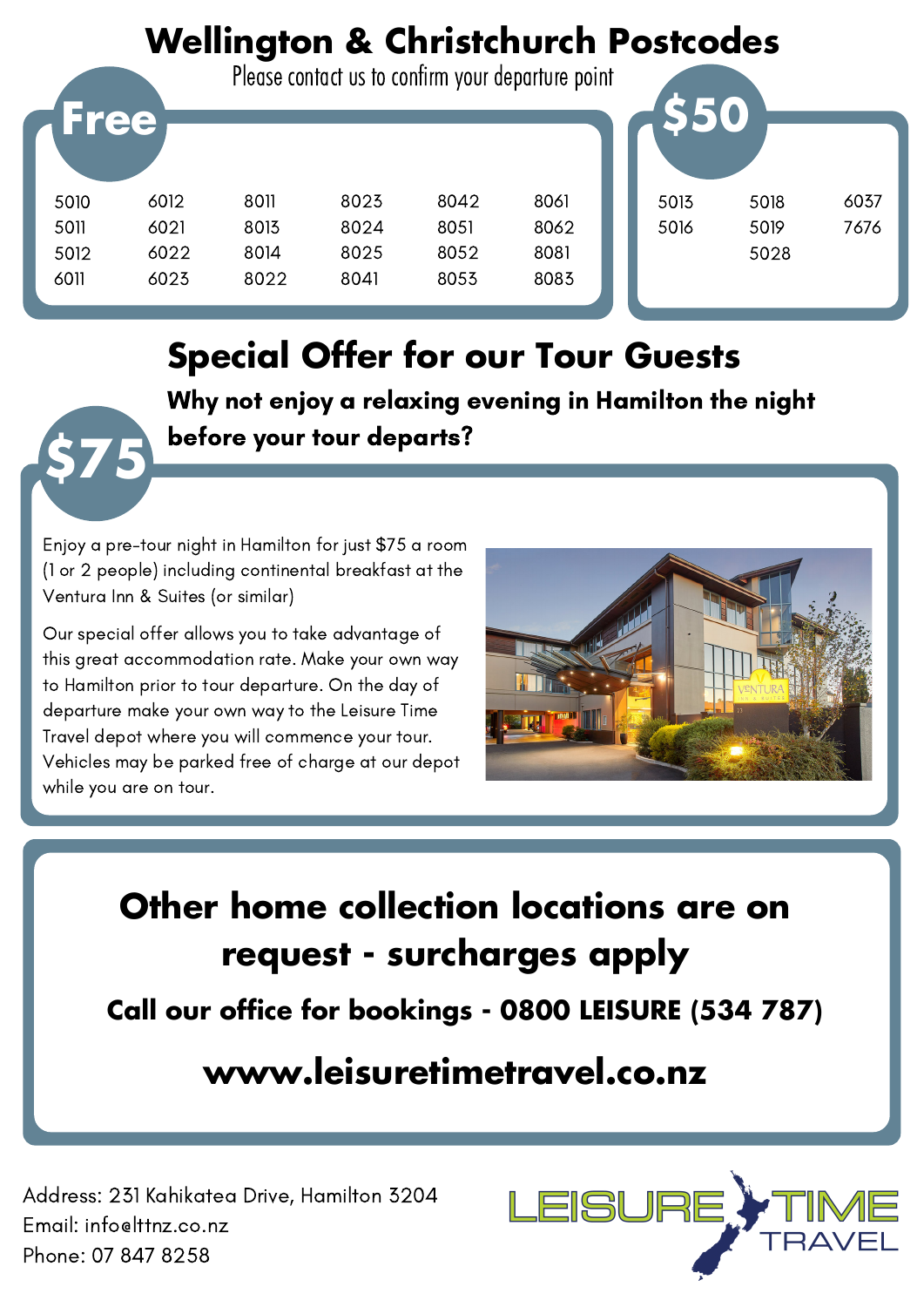# Wellington & Christchurch Postcodes

Please contact us to confirm your departure point

## Free

| | | | | | |
|---|---|---|---|---|---|
| 5010 | 6012 | 8011 | 8023 | 8042 | 8061 |
| 5011 | 6021 | 8013 | 8024 | 8051 | 8062 |
| 5012 | 6022 | 8014 | 8025 | 8052 | 8081 |
| 6011 | 6023 | 8022 | 8041 | 8053 | 8083 |

## $50

| | | |
|---|---|---|
| 5013 | 5018 | 6037 |
| 5016 | 5019 | 7676 |
| | 5028 | |

# Special Offer for our Tour Guests

**Why not enjoy a relaxing evening in Hamilton the night before your tour departs?**

## $75

Enjoy a pre-tour night in Hamilton for just $75 a room (1 or 2 people) including continental breakfast at the Ventura Inn & Suites (or similar)

Our special offer allows you to take advantage of this great accommodation rate. Make your own way to Hamilton prior to tour departure. On the day of departure make your own way to the Leisure Time Travel depot where you will commence your tour. Vehicles may be parked free of charge at our depot while you are on tour.

## Other home collection locations are on request - surcharges apply

**Call our office for bookings - 0800 LEISURE (534 787)**

**www.leisuretimetravel.co.nz**

Address: 231 Kahikatea Drive, Hamilton 3204
Email: info@lttnz.co.nz
Phone: 07 847 8258

LEISURE TIME TRAVEL